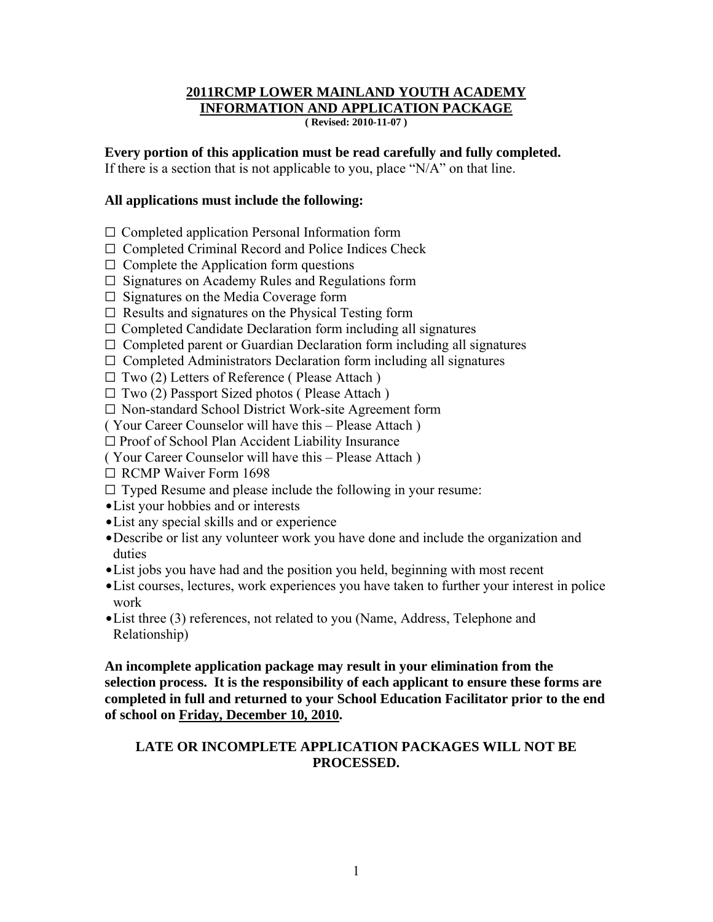# 2011RCMP LOWER MAINLAND YOUTH ACADEMY INFORMATION AND APPLICATION PACKAGE

**( Revised: 2010-11-07 )**

**Every portion of this application must be read carefully and fully completed.**
If there is a section that is not applicable to you, place "N/A" on that line.

**All applications must include the following:**

- ☐ Completed application Personal Information form
- ☐ Completed Criminal Record and Police Indices Check
- ☐ Complete the Application form questions
- ☐ Signatures on Academy Rules and Regulations form
- ☐ Signatures on the Media Coverage form
- ☐ Results and signatures on the Physical Testing form
- ☐ Completed Candidate Declaration form including all signatures
- ☐ Completed parent or Guardian Declaration form including all signatures
- ☐ Completed Administrators Declaration form including all signatures
- ☐ Two (2) Letters of Reference ( Please Attach )
- ☐ Two (2) Passport Sized photos ( Please Attach )
- ☐ Non-standard School District Work-site Agreement form
( Your Career Counselor will have this – Please Attach )
- ☐ Proof of School Plan Accident Liability Insurance
( Your Career Counselor will have this – Please Attach )
- ☐ RCMP Waiver Form 1698
- ☐ Typed Resume and please include the following in your resume:
  - List your hobbies and or interests
  - List any special skills and or experience
  - Describe or list any volunteer work you have done and include the organization and duties
  - List jobs you have had and the position you held, beginning with most recent
  - List courses, lectures, work experiences you have taken to further your interest in police work
  - List three (3) references, not related to you (Name, Address, Telephone and Relationship)

**An incomplete application package may result in your elimination from the selection process. It is the responsibility of each applicant to ensure these forms are completed in full and returned to your School Education Facilitator prior to the end of school on Friday, December 10, 2010.**

**LATE OR INCOMPLETE APPLICATION PACKAGES WILL NOT BE PROCESSED.**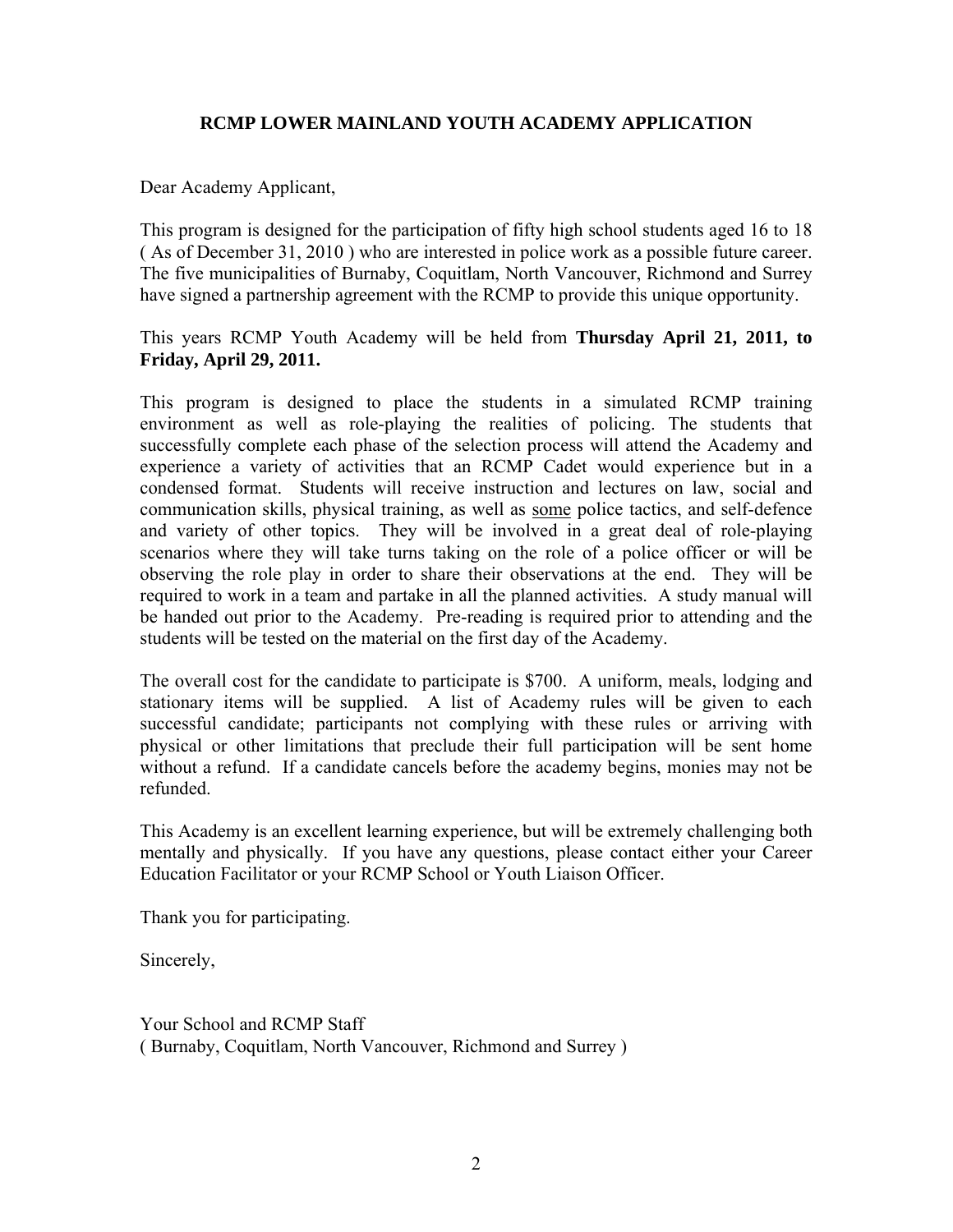## RCMP LOWER MAINLAND YOUTH ACADEMY APPLICATION

Dear Academy Applicant,

This program is designed for the participation of fifty high school students aged 16 to 18 ( As of December 31, 2010 ) who are interested in police work as a possible future career. The five municipalities of Burnaby, Coquitlam, North Vancouver, Richmond and Surrey have signed a partnership agreement with the RCMP to provide this unique opportunity.

This years RCMP Youth Academy will be held from **Thursday April 21, 2011, to Friday, April 29, 2011.**

This program is designed to place the students in a simulated RCMP training environment as well as role-playing the realities of policing. The students that successfully complete each phase of the selection process will attend the Academy and experience a variety of activities that an RCMP Cadet would experience but in a condensed format. Students will receive instruction and lectures on law, social and communication skills, physical training, as well as <u>some</u> police tactics, and self-defence and variety of other topics. They will be involved in a great deal of role-playing scenarios where they will take turns taking on the role of a police officer or will be observing the role play in order to share their observations at the end. They will be required to work in a team and partake in all the planned activities. A study manual will be handed out prior to the Academy. Pre-reading is required prior to attending and the students will be tested on the material on the first day of the Academy.

The overall cost for the candidate to participate is $700. A uniform, meals, lodging and stationary items will be supplied. A list of Academy rules will be given to each successful candidate; participants not complying with these rules or arriving with physical or other limitations that preclude their full participation will be sent home without a refund. If a candidate cancels before the academy begins, monies may not be refunded.

This Academy is an excellent learning experience, but will be extremely challenging both mentally and physically. If you have any questions, please contact either your Career Education Facilitator or your RCMP School or Youth Liaison Officer.

Thank you for participating.

Sincerely,

Your School and RCMP Staff
( Burnaby, Coquitlam, North Vancouver, Richmond and Surrey )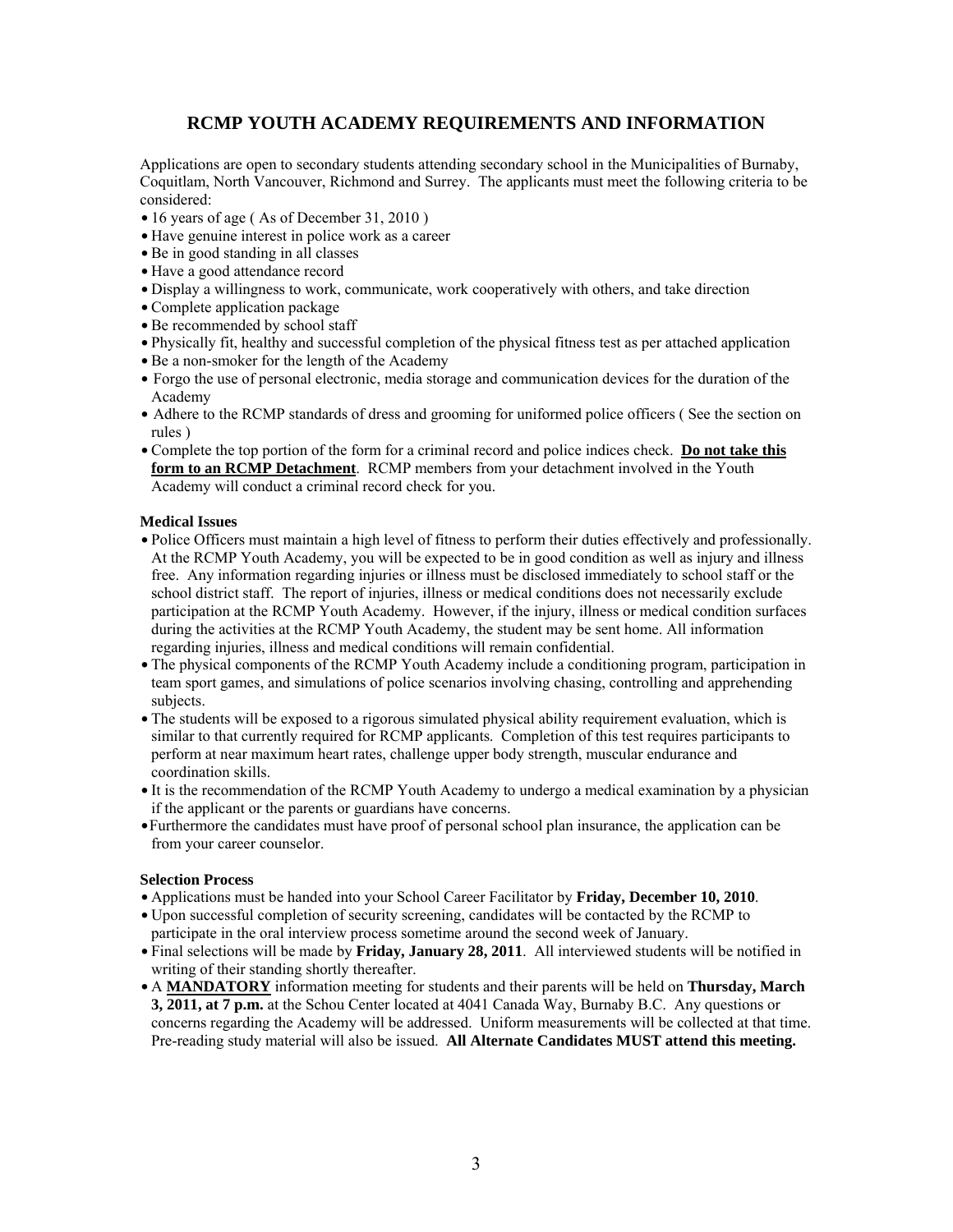# RCMP YOUTH ACADEMY REQUIREMENTS AND INFORMATION

Applications are open to secondary students attending secondary school in the Municipalities of Burnaby, Coquitlam, North Vancouver, Richmond and Surrey. The applicants must meet the following criteria to be considered:

- 16 years of age ( As of December 31, 2010 )
- Have genuine interest in police work as a career
- Be in good standing in all classes
- Have a good attendance record
- Display a willingness to work, communicate, work cooperatively with others, and take direction
- Complete application package
- Be recommended by school staff
- Physically fit, healthy and successful completion of the physical fitness test as per attached application
- Be a non-smoker for the length of the Academy
- Forgo the use of personal electronic, media storage and communication devices for the duration of the Academy
- Adhere to the RCMP standards of dress and grooming for uniformed police officers ( See the section on rules )
- Complete the top portion of the form for a criminal record and police indices check. **Do not take this form to an RCMP Detachment**. RCMP members from your detachment involved in the Youth Academy will conduct a criminal record check for you.

### Medical Issues

- Police Officers must maintain a high level of fitness to perform their duties effectively and professionally. At the RCMP Youth Academy, you will be expected to be in good condition as well as injury and illness free. Any information regarding injuries or illness must be disclosed immediately to school staff or the school district staff. The report of injuries, illness or medical conditions does not necessarily exclude participation at the RCMP Youth Academy. However, if the injury, illness or medical condition surfaces during the activities at the RCMP Youth Academy, the student may be sent home. All information regarding injuries, illness and medical conditions will remain confidential.
- The physical components of the RCMP Youth Academy include a conditioning program, participation in team sport games, and simulations of police scenarios involving chasing, controlling and apprehending subjects.
- The students will be exposed to a rigorous simulated physical ability requirement evaluation, which is similar to that currently required for RCMP applicants. Completion of this test requires participants to perform at near maximum heart rates, challenge upper body strength, muscular endurance and coordination skills.
- It is the recommendation of the RCMP Youth Academy to undergo a medical examination by a physician if the applicant or the parents or guardians have concerns.
- Furthermore the candidates must have proof of personal school plan insurance, the application can be from your career counselor.

### Selection Process

- Applications must be handed into your School Career Facilitator by **Friday, December 10, 2010**.
- Upon successful completion of security screening, candidates will be contacted by the RCMP to participate in the oral interview process sometime around the second week of January.
- Final selections will be made by **Friday, January 28, 2011**. All interviewed students will be notified in writing of their standing shortly thereafter.
- A **MANDATORY** information meeting for students and their parents will be held on **Thursday, March 3, 2011, at 7 p.m.** at the Schou Center located at 4041 Canada Way, Burnaby B.C. Any questions or concerns regarding the Academy will be addressed. Uniform measurements will be collected at that time. Pre-reading study material will also be issued. **All Alternate Candidates MUST attend this meeting.**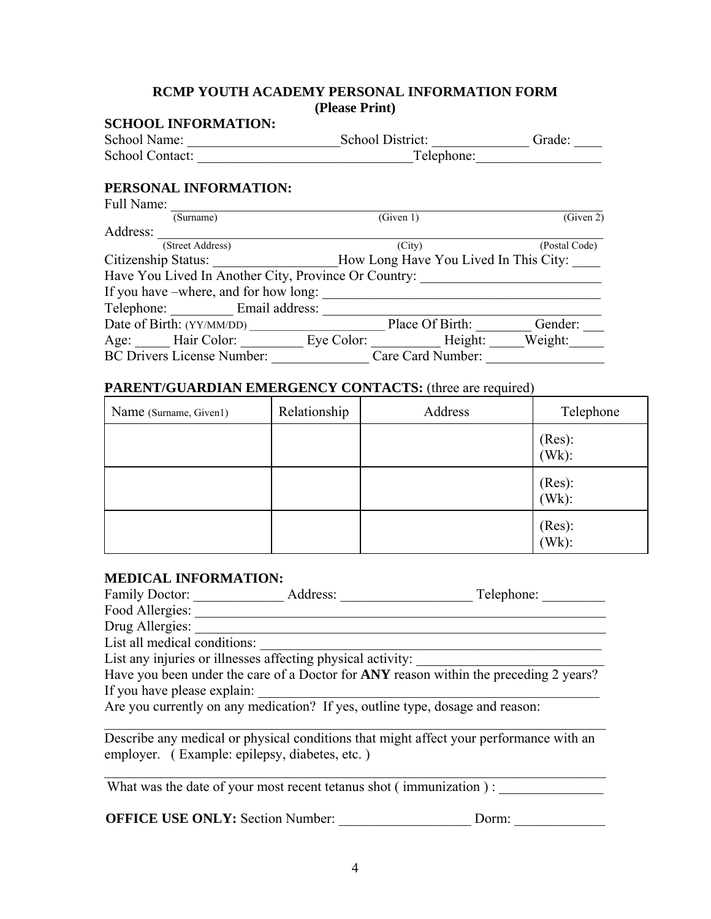# RCMP YOUTH ACADEMY PERSONAL INFORMATION FORM
**(Please Print)**

**SCHOOL INFORMATION:**

School Name: ______________________School District: ______________ Grade: ____

School Contact: ______________________________Telephone:_________________

**PERSONAL INFORMATION:**

Full Name: ____________________________________________________________
(Surname) (Given 1) (Given 2)

Address: ______________________________________________________________
(Street Address) (City) (Postal Code)

Citizenship Status: _________________How Long Have You Lived In This City: ____

Have You Lived In Another City, Province Or Country: _________________________

If you have –where, and for how long: ________________________________________

Telephone: _________ Email address: _________________________________________

Date of Birth: (YY/MM/DD) ____________________ Place Of Birth: ________ Gender: ___

Age: _____ Hair Color: _________ Eye Color: __________ Height: _____Weight:_____

BC Drivers License Number: ______________ Care Card Number: ________________

**PARENT/GUARDIAN EMERGENCY CONTACTS:** (three are required)

| Name (Surname, Given1) | Relationship | Address | Telephone |
|---|---|---|---|
| | | | (Res):<br>(Wk): |
| | | | (Res):<br>(Wk): |
| | | | (Res):<br>(Wk): |

**MEDICAL INFORMATION:**

Family Doctor: _____________ Address: ___________________ Telephone: _________

Food Allergies: _______________________________________________________________

Drug Allergies: _______________________________________________________________

List all medical conditions: ____________________________________________________

List any injuries or illnesses affecting physical activity: __________________________

Have you been under the care of a Doctor for **ANY** reason within the preceding 2 years?

If you have please explain: _____________________________________________________

Are you currently on any medication? If yes, outline type, dosage and reason:

_______________________________________________________________________________

Describe any medical or physical conditions that might affect your performance with an employer. ( Example: epilepsy, diabetes, etc. )

_______________________________________________________________________________

What was the date of your most recent tetanus shot ( immunization ) : _______________

**OFFICE USE ONLY:** Section Number: ___________________ Dorm: _____________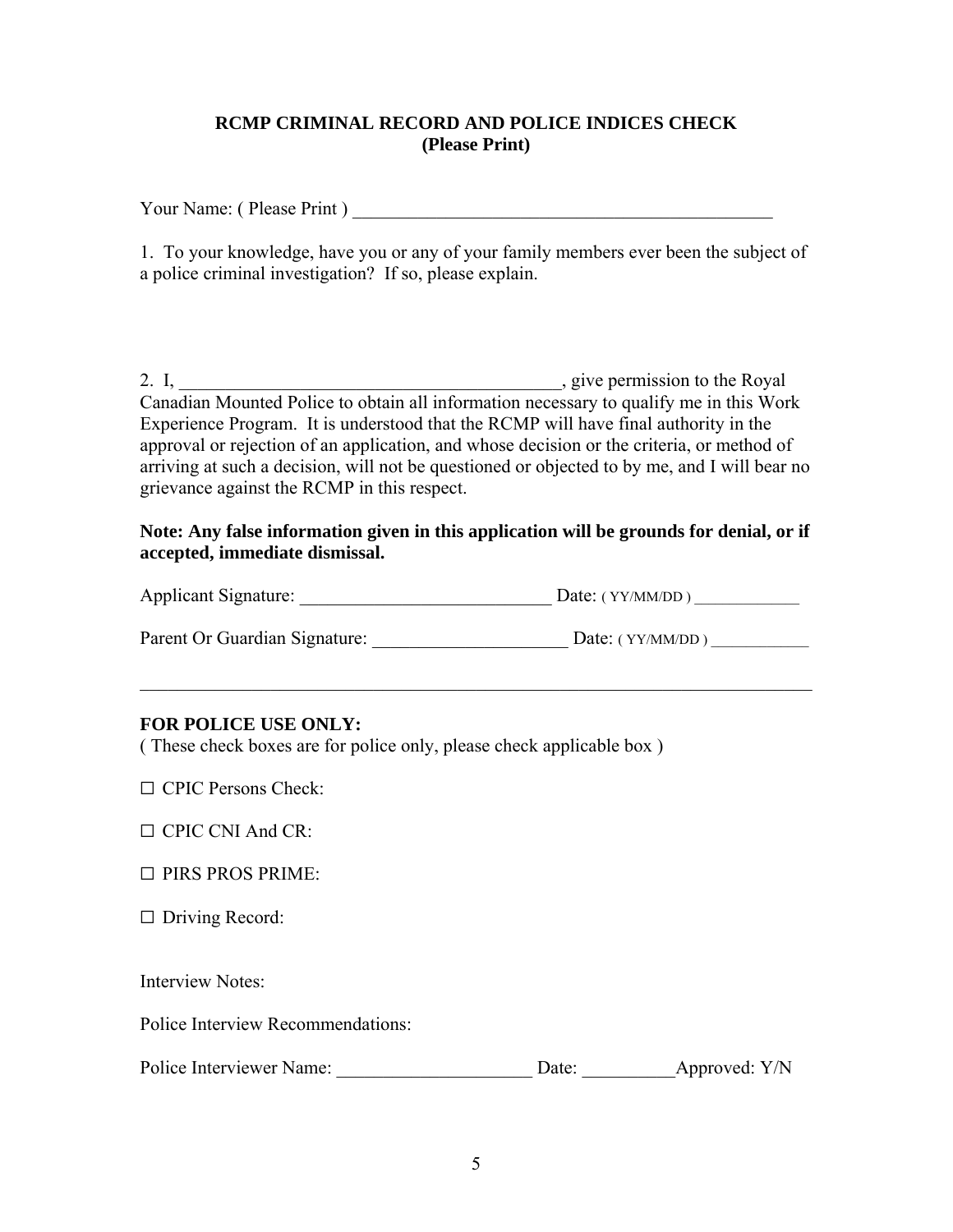## RCMP CRIMINAL RECORD AND POLICE INDICES CHECK
**(Please Print)**

Your Name: ( Please Print ) _______________________________________________

1. To your knowledge, have you or any of your family members ever been the subject of a police criminal investigation? If so, please explain.

2. I, __________________________________________, give permission to the Royal Canadian Mounted Police to obtain all information necessary to qualify me in this Work Experience Program. It is understood that the RCMP will have final authority in the approval or rejection of an application, and whose decision or the criteria, or method of arriving at such a decision, will not be questioned or objected to by me, and I will bear no grievance against the RCMP in this respect.

**Note: Any false information given in this application will be grounds for denial, or if accepted, immediate dismissal.**

Applicant Signature: ____________________________ Date: ( YY/MM/DD ) ____________

Parent Or Guardian Signature: _____________________ Date: ( YY/MM/DD ) ___________

---

**FOR POLICE USE ONLY:**
( These check boxes are for police only, please check applicable box )

☐ CPIC Persons Check:

☐ CPIC CNI And CR:

☐ PIRS PROS PRIME:

☐ Driving Record:

Interview Notes:

Police Interview Recommendations:

Police Interviewer Name: _____________________ Date: __________Approved: Y/N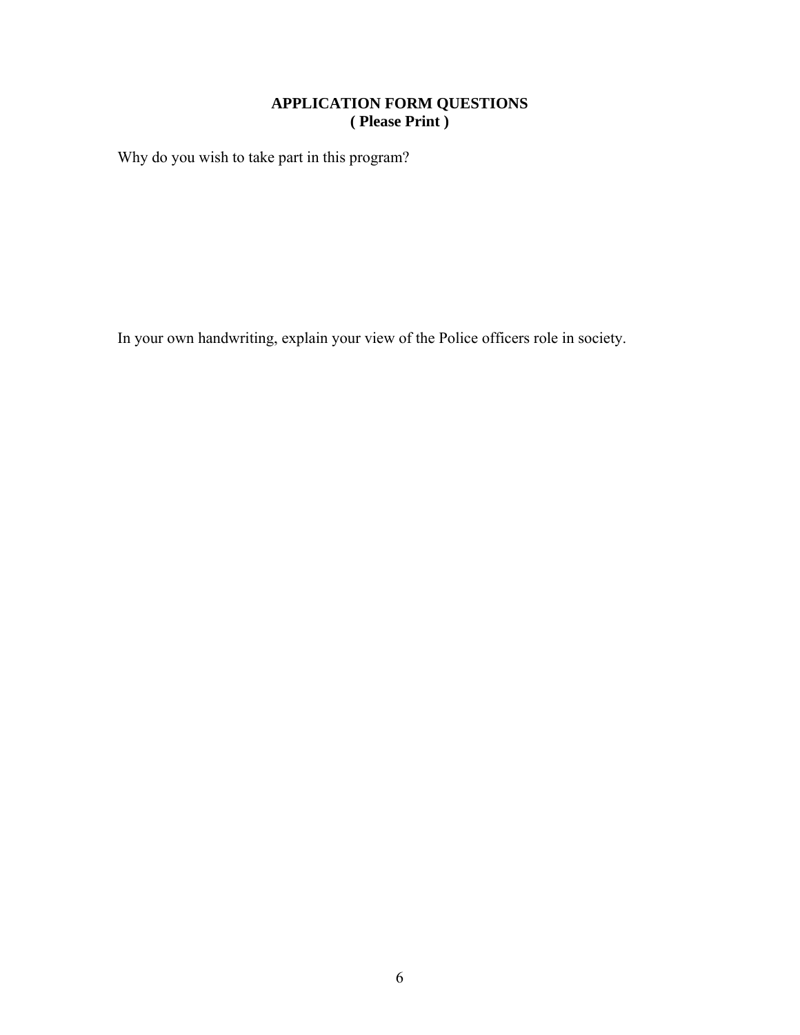# APPLICATION FORM QUESTIONS
## ( Please Print )

Why do you wish to take part in this program?

In your own handwriting, explain your view of the Police officers role in society.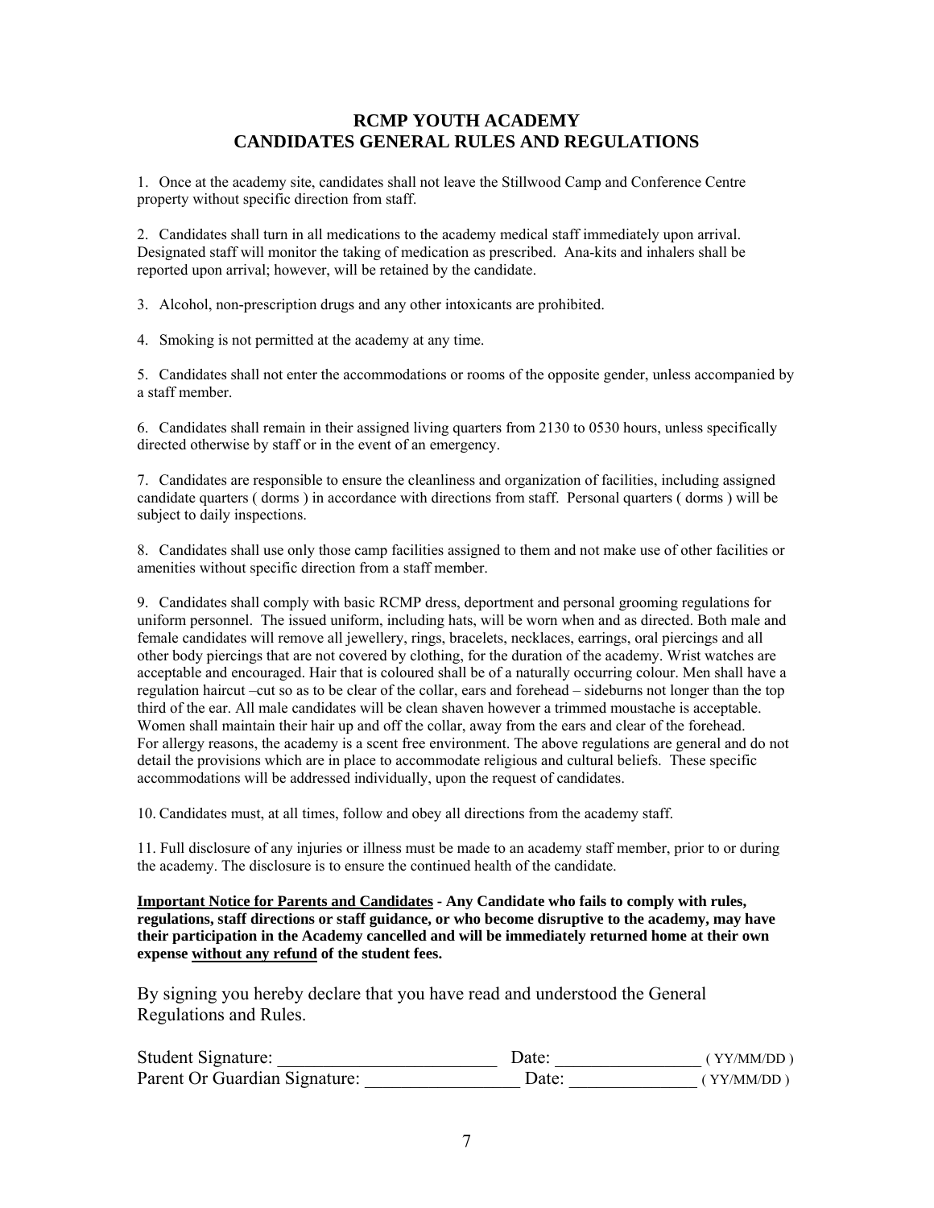# RCMP YOUTH ACADEMY
# CANDIDATES GENERAL RULES AND REGULATIONS

1. Once at the academy site, candidates shall not leave the Stillwood Camp and Conference Centre property without specific direction from staff.

2. Candidates shall turn in all medications to the academy medical staff immediately upon arrival. Designated staff will monitor the taking of medication as prescribed. Ana-kits and inhalers shall be reported upon arrival; however, will be retained by the candidate.

3. Alcohol, non-prescription drugs and any other intoxicants are prohibited.

4. Smoking is not permitted at the academy at any time.

5. Candidates shall not enter the accommodations or rooms of the opposite gender, unless accompanied by a staff member.

6. Candidates shall remain in their assigned living quarters from 2130 to 0530 hours, unless specifically directed otherwise by staff or in the event of an emergency.

7. Candidates are responsible to ensure the cleanliness and organization of facilities, including assigned candidate quarters ( dorms ) in accordance with directions from staff. Personal quarters ( dorms ) will be subject to daily inspections.

8. Candidates shall use only those camp facilities assigned to them and not make use of other facilities or amenities without specific direction from a staff member.

9. Candidates shall comply with basic RCMP dress, deportment and personal grooming regulations for uniform personnel. The issued uniform, including hats, will be worn when and as directed. Both male and female candidates will remove all jewellery, rings, bracelets, necklaces, earrings, oral piercings and all other body piercings that are not covered by clothing, for the duration of the academy. Wrist watches are acceptable and encouraged. Hair that is coloured shall be of a naturally occurring colour. Men shall have a regulation haircut –cut so as to be clear of the collar, ears and forehead – sideburns not longer than the top third of the ear. All male candidates will be clean shaven however a trimmed moustache is acceptable. Women shall maintain their hair up and off the collar, away from the ears and clear of the forehead. For allergy reasons, the academy is a scent free environment. The above regulations are general and do not detail the provisions which are in place to accommodate religious and cultural beliefs. These specific accommodations will be addressed individually, upon the request of candidates.

10. Candidates must, at all times, follow and obey all directions from the academy staff.

11. Full disclosure of any injuries or illness must be made to an academy staff member, prior to or during the academy. The disclosure is to ensure the continued health of the candidate.

**Important Notice for Parents and Candidates - Any Candidate who fails to comply with rules, regulations, staff directions or staff guidance, or who become disruptive to the academy, may have their participation in the Academy cancelled and will be immediately returned home at their own expense without any refund of the student fees.**

By signing you hereby declare that you have read and understood the General Regulations and Rules.

Student Signature: ________________________ Date: _______________ ( YY/MM/DD )

Parent Or Guardian Signature: ________________ Date: _____________ ( YY/MM/DD )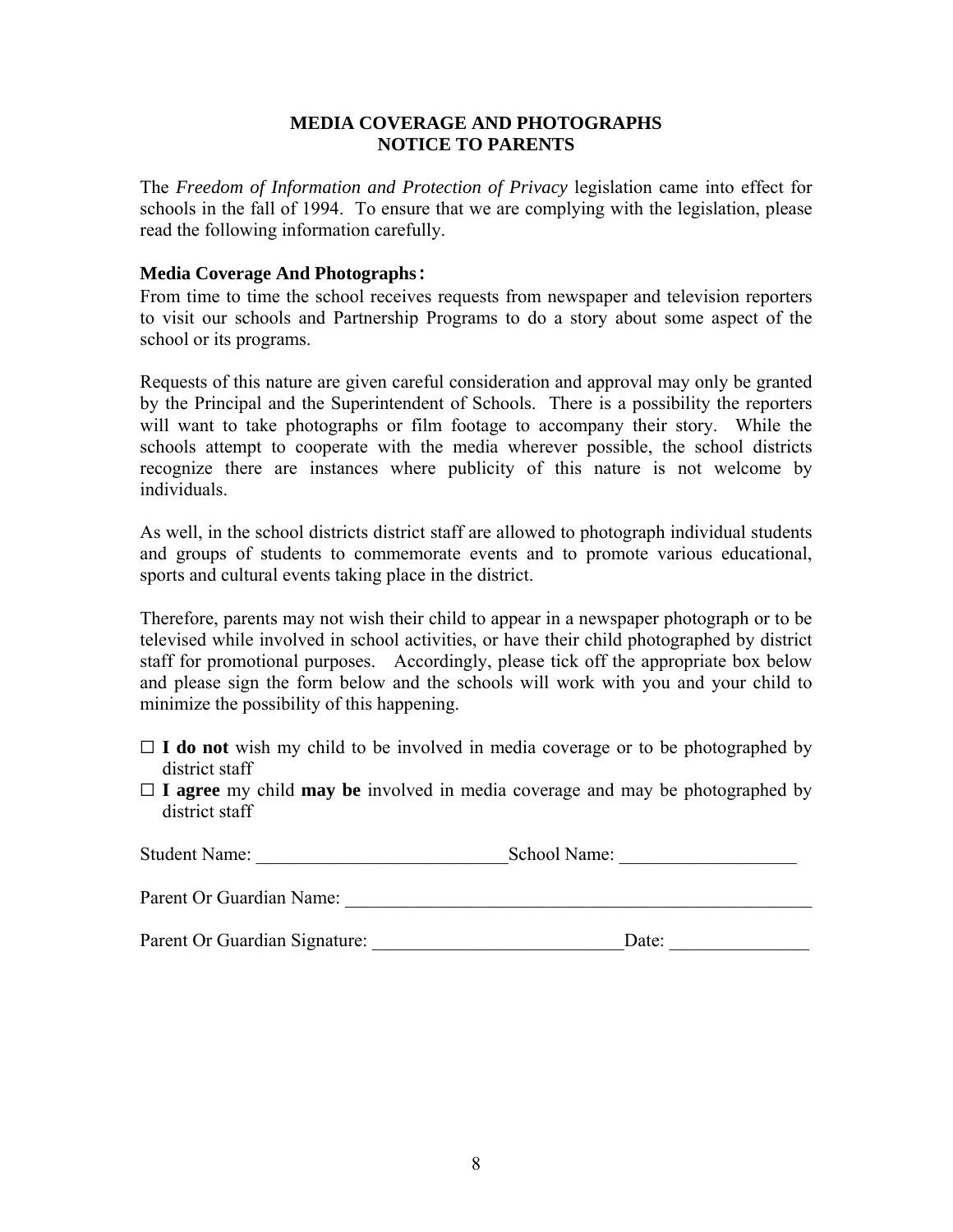## MEDIA COVERAGE AND PHOTOGRAPHS
## NOTICE TO PARENTS

The *Freedom of Information and Protection of Privacy* legislation came into effect for schools in the fall of 1994. To ensure that we are complying with the legislation, please read the following information carefully.

**Media Coverage And Photographs:**

From time to time the school receives requests from newspaper and television reporters to visit our schools and Partnership Programs to do a story about some aspect of the school or its programs.

Requests of this nature are given careful consideration and approval may only be granted by the Principal and the Superintendent of Schools. There is a possibility the reporters will want to take photographs or film footage to accompany their story. While the schools attempt to cooperate with the media wherever possible, the school districts recognize there are instances where publicity of this nature is not welcome by individuals.

As well, in the school districts district staff are allowed to photograph individual students and groups of students to commemorate events and to promote various educational, sports and cultural events taking place in the district.

Therefore, parents may not wish their child to appear in a newspaper photograph or to be televised while involved in school activities, or have their child photographed by district staff for promotional purposes. Accordingly, please tick off the appropriate box below and please sign the form below and the schools will work with you and your child to minimize the possibility of this happening.

- ☐ **I do not** wish my child to be involved in media coverage or to be photographed by district staff
- ☐ **I agree** my child **may be** involved in media coverage and may be photographed by district staff

Student Name: ___________________________ School Name: ___________________

Parent Or Guardian Name: ___________________________________________________

Parent Or Guardian Signature: ___________________________ Date: _______________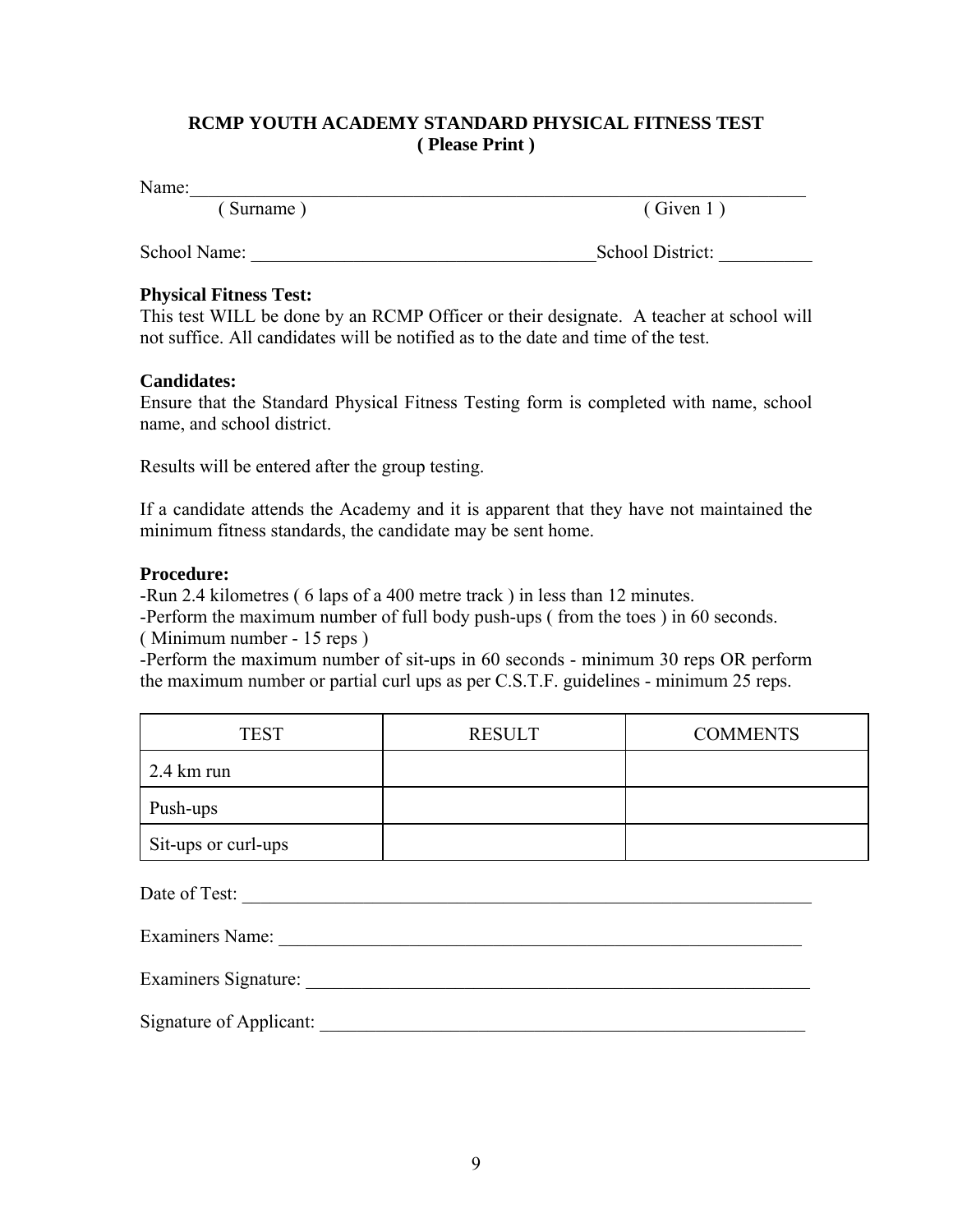## RCMP YOUTH ACADEMY STANDARD PHYSICAL FITNESS TEST
**( Please Print )**

Name:___________________________________________________________________
( Surname ) ( Given 1 )

School Name: _____________________________________School District: __________

**Physical Fitness Test:**
This test WILL be done by an RCMP Officer or their designate. A teacher at school will not suffice. All candidates will be notified as to the date and time of the test.

**Candidates:**
Ensure that the Standard Physical Fitness Testing form is completed with name, school name, and school district.

Results will be entered after the group testing.

If a candidate attends the Academy and it is apparent that they have not maintained the minimum fitness standards, the candidate may be sent home.

**Procedure:**
-Run 2.4 kilometres ( 6 laps of a 400 metre track ) in less than 12 minutes.
-Perform the maximum number of full body push-ups ( from the toes ) in 60 seconds. ( Minimum number - 15 reps )
-Perform the maximum number of sit-ups in 60 seconds - minimum 30 reps OR perform the maximum number or partial curl ups as per C.S.T.F. guidelines - minimum 25 reps.

| TEST | RESULT | COMMENTS |
|---|---|---|
| 2.4 km run | | |
| Push-ups | | |
| Sit-ups or curl-ups | | |

Date of Test: ______________________________________________________________

Examiners Name: ___________________________________________________________

Examiners Signature: ________________________________________________________

Signature of Applicant: _______________________________________________________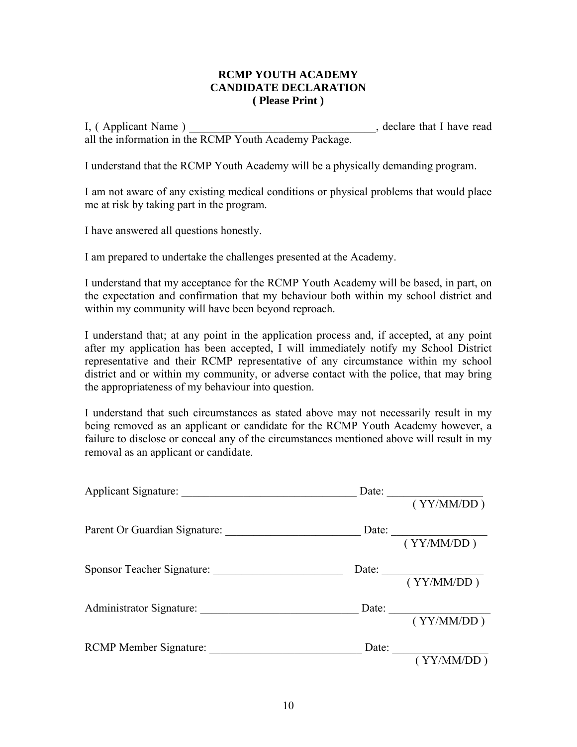**RCMP YOUTH ACADEMY**
**CANDIDATE DECLARATION**
**( Please Print )**

I, ( Applicant Name ) _________________________________, declare that I have read all the information in the RCMP Youth Academy Package.

I understand that the RCMP Youth Academy will be a physically demanding program.

I am not aware of any existing medical conditions or physical problems that would place me at risk by taking part in the program.

I have answered all questions honestly.

I am prepared to undertake the challenges presented at the Academy.

I understand that my acceptance for the RCMP Youth Academy will be based, in part, on the expectation and confirmation that my behaviour both within my school district and within my community will have been beyond reproach.

I understand that; at any point in the application process and, if accepted, at any point after my application has been accepted, I will immediately notify my School District representative and their RCMP representative of any circumstance within my school district and or within my community, or adverse contact with the police, that may bring the appropriateness of my behaviour into question.

I understand that such circumstances as stated above may not necessarily result in my being removed as an applicant or candidate for the RCMP Youth Academy however, a failure to disclose or conceal any of the circumstances mentioned above will result in my removal as an applicant or candidate.

Applicant Signature: _______________________________ Date: ________________
( YY/MM/DD )

Parent Or Guardian Signature: ________________________ Date: ________________
( YY/MM/DD )

Sponsor Teacher Signature: _______________________ Date: ________________
( YY/MM/DD )

Administrator Signature: ____________________________ Date: ________________
( YY/MM/DD )

RCMP Member Signature: ___________________________ Date: ________________
( YY/MM/DD )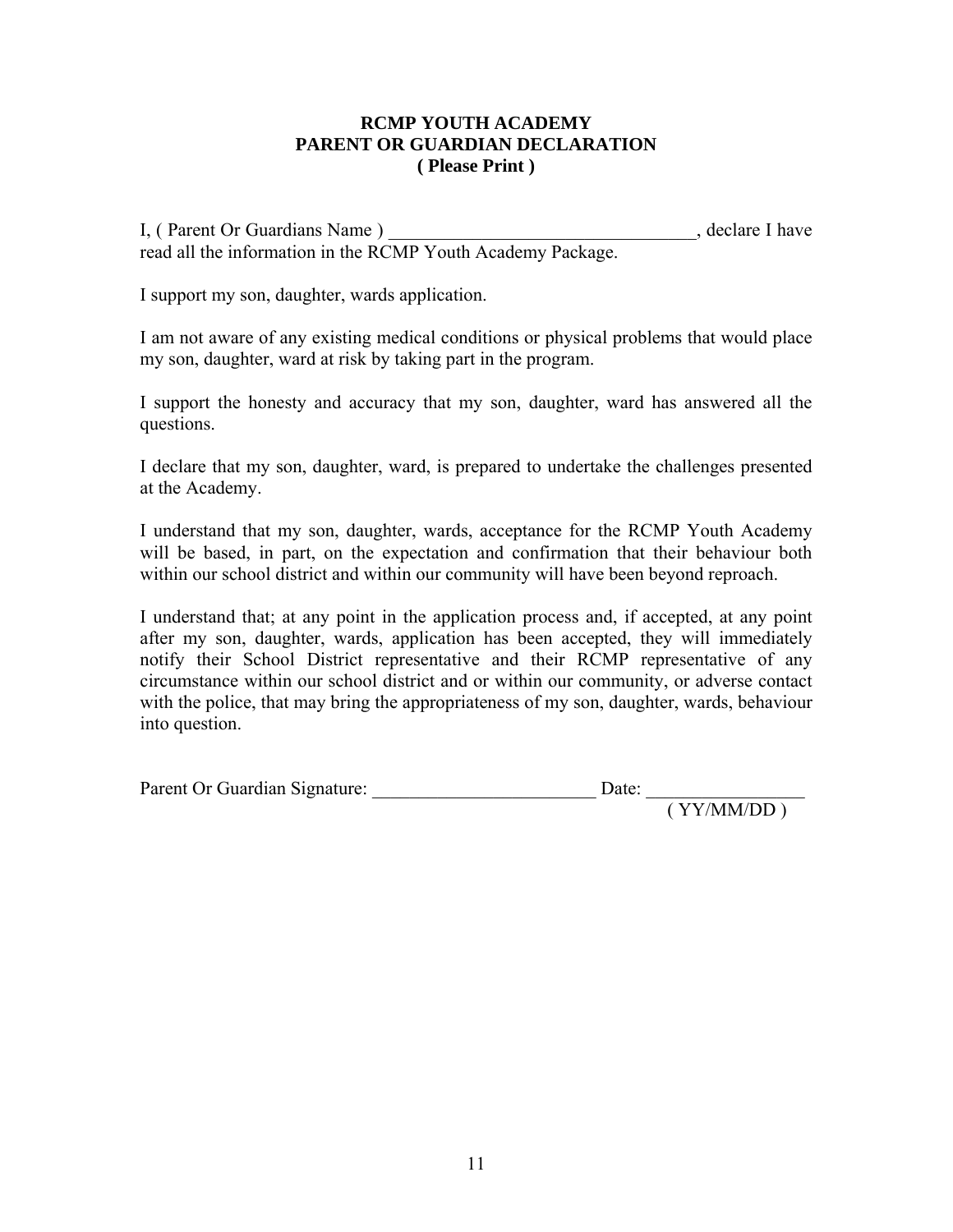**RCMP YOUTH ACADEMY**
**PARENT OR GUARDIAN DECLARATION**
**( Please Print )**

I, ( Parent Or Guardians Name ) ________________________________, declare I have read all the information in the RCMP Youth Academy Package.

I support my son, daughter, wards application.

I am not aware of any existing medical conditions or physical problems that would place my son, daughter, ward at risk by taking part in the program.

I support the honesty and accuracy that my son, daughter, ward has answered all the questions.

I declare that my son, daughter, ward, is prepared to undertake the challenges presented at the Academy.

I understand that my son, daughter, wards, acceptance for the RCMP Youth Academy will be based, in part, on the expectation and confirmation that their behaviour both within our school district and within our community will have been beyond reproach.

I understand that; at any point in the application process and, if accepted, at any point after my son, daughter, wards, application has been accepted, they will immediately notify their School District representative and their RCMP representative of any circumstance within our school district and or within our community, or adverse contact with the police, that may bring the appropriateness of my son, daughter, wards, behaviour into question.

Parent Or Guardian Signature: ________________________ Date: ________________
( YY/MM/DD )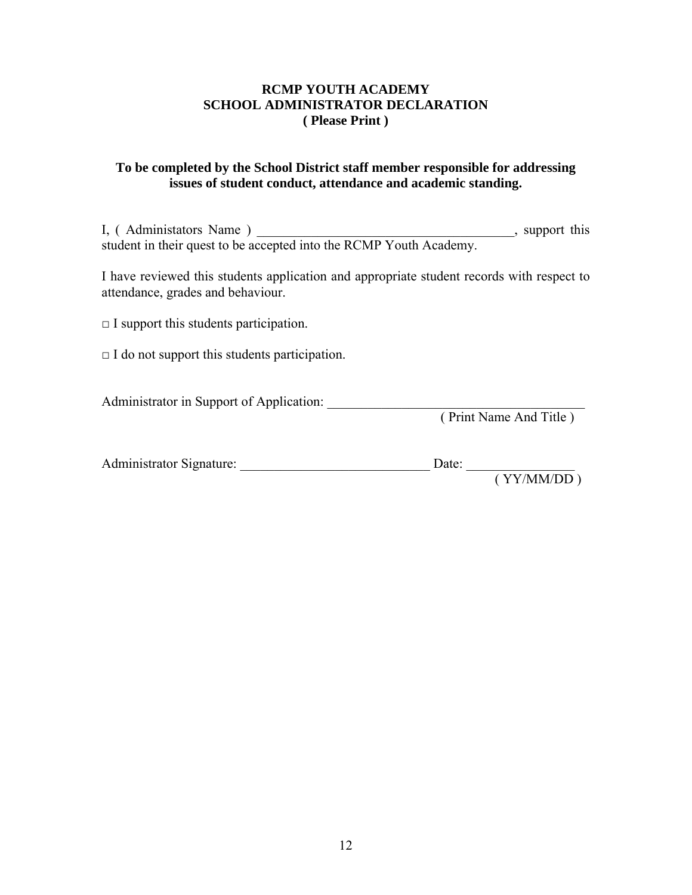**RCMP YOUTH ACADEMY**
**SCHOOL ADMINISTRATOR DECLARATION**
**( Please Print )**

**To be completed by the School District staff member responsible for addressing issues of student conduct, attendance and academic standing.**

I, ( Administators Name ) ________________________________________, support this student in their quest to be accepted into the RCMP Youth Academy.

I have reviewed this students application and appropriate student records with respect to attendance, grades and behaviour.

□ I support this students participation.

□ I do not support this students participation.

Administrator in Support of Application: ________________________________________
( Print Name And Title )

Administrator Signature: ____________________________ Date: ________________
( YY/MM/DD )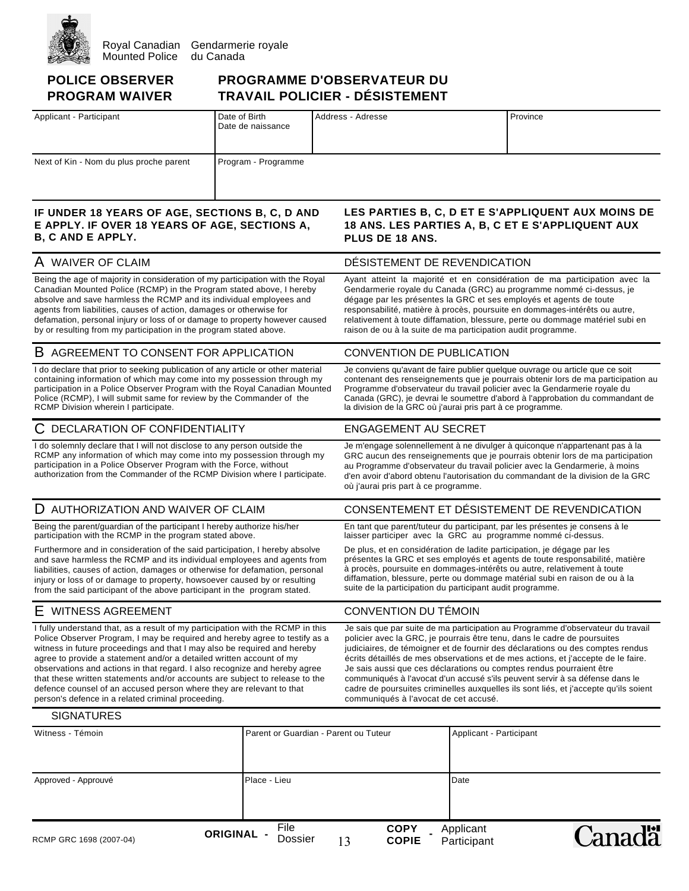Royal Canadian Mounted Police    Gendarmerie royale du Canada

## POLICE OBSERVER PROGRAM WAIVER

## PROGRAMME D'OBSERVATEUR DU TRAVAIL POLICIER - DÉSISTEMENT

| Applicant - Participant | Date of Birth<br>Date de naissance | Address - Adresse | Province |
|---|---|---|---|
| | | | |
| Next of Kin - Nom du plus proche parent | Program - Programme | | |
| | | | |

**IF UNDER 18 YEARS OF AGE, SECTIONS B, C, D AND E APPLY. IF OVER 18 YEARS OF AGE, SECTIONS A, B, C AND E APPLY.**

**LES PARTIES B, C, D ET E S'APPLIQUENT AUX MOINS DE 18 ANS. LES PARTIES A, B, C ET E S'APPLIQUENT AUX PLUS DE 18 ANS.**

### A WAIVER OF CLAIM

Being the age of majority in consideration of my participation with the Royal Canadian Mounted Police (RCMP) in the Program stated above, I hereby absolve and save harmless the RCMP and its individual employees and agents from liabilities, causes of action, damages or otherwise for defamation, personal injury or loss of or damage to property however caused by or resulting from my participation in the program stated above.

### DÉSISTEMENT DE REVENDICATION

Ayant atteint la majorité et en considération de ma participation avec la Gendarmerie royale du Canada (GRC) au programme nommé ci-dessus, je dégage par les présentes la GRC et ses employés et agents de toute responsabilité, matière à procès, poursuite en dommages-intérêts ou autre, relativement à toute diffamation, blessure, perte ou dommage matériel subi en raison de ou à la suite de ma participation audit programme.

### B AGREEMENT TO CONSENT FOR APPLICATION

I do declare that prior to seeking publication of any article or other material containing information of which may come into my possession through my participation in a Police Observer Program with the Royal Canadian Mounted Police (RCMP), I will submit same for review by the Commander of the RCMP Division wherein I participate.

### CONVENTION DE PUBLICATION

Je conviens qu'avant de faire publier quelque ouvrage ou article que ce soit contenant des renseignements que je pourrais obtenir lors de ma participation au Programme d'observateur du travail policier avec la Gendarmerie royale du Canada (GRC), je devrai le soumettre d'abord à l'approbation du commandant de la division de la GRC où j'aurai pris part à ce programme.

### C DECLARATION OF CONFIDENTIALITY

I do solemnly declare that I will not disclose to any person outside the RCMP any information of which may come into my possession through my participation in a Police Observer Program with the Force, without authorization from the Commander of the RCMP Division where I participate.

### ENGAGEMENT AU SECRET

Je m'engage solennellement à ne divulger à quiconque n'appartenant pas à la GRC aucun des renseignements que je pourrais obtenir lors de ma participation au Programme d'observateur du travail policier avec la Gendarmerie, à moins d'en avoir d'abord obtenu l'autorisation du commandant de la division de la GRC où j'aurai pris part à ce programme.

### D AUTHORIZATION AND WAIVER OF CLAIM

Being the parent/guardian of the participant I hereby authorize his/her participation with the RCMP in the program stated above.

Furthermore and in consideration of the said participation, I hereby absolve and save harmless the RCMP and its individual employees and agents from liabilities, causes of action, damages or otherwise for defamation, personal injury or loss of or damage to property, howsoever caused by or resulting from the said participant of the above participant in the program stated.

### CONSENTEMENT ET DÉSISTEMENT DE REVENDICATION

En tant que parent/tuteur du participant, par les présentes je consens à le laisser participer avec la GRC au programme nommé ci-dessus.

De plus, et en considération de ladite participation, je dégage par les présentes la GRC et ses employés et agents de toute responsabilité, matière à procès, poursuite en dommages-intérêts ou autre, relativement à toute diffamation, blessure, perte ou dommage matériel subi en raison de ou à la suite de la participation du participant audit programme.

### E WITNESS AGREEMENT

I fully understand that, as a result of my participation with the RCMP in this Police Observer Program, I may be required and hereby agree to testify as a witness in future proceedings and that I may also be required and hereby agree to provide a statement and/or a detailed written account of my observations and actions in that regard. I also recognize and hereby agree that these written statements and/or accounts are subject to release to the defence counsel of an accused person where they are relevant to that person's defence in a related criminal proceeding.

### CONVENTION DU TÉMOIN

Je sais que par suite de ma participation au Programme d'observateur du travail policier avec la GRC, je pourrais être tenu, dans le cadre de poursuites judiciaires, de témoigner et de fournir des déclarations ou des comptes rendus écrits détaillés de mes observations et de mes actions, et j'accepte de le faire. Je sais aussi que ces déclarations ou comptes rendus pourraient être communiqués à l'avocat d'un accusé s'ils peuvent servir à sa défense dans le cadre de poursuites criminelles auxquelles ils sont liés, et j'accepte qu'ils soient communiqués à l'avocat de cet accusé.

### SIGNATURES

| Witness - Témoin | Parent or Guardian - Parent ou Tuteur | Applicant - Participant |
|---|---|---|
| | | |
| Approved - Approuvé | Place - Lieu | Date |
| | | |

RCMP GRC 1698 (2007-04)    **ORIGINAL -** File Dossier    **COPY COPIE -** Applicant Participant    Canada